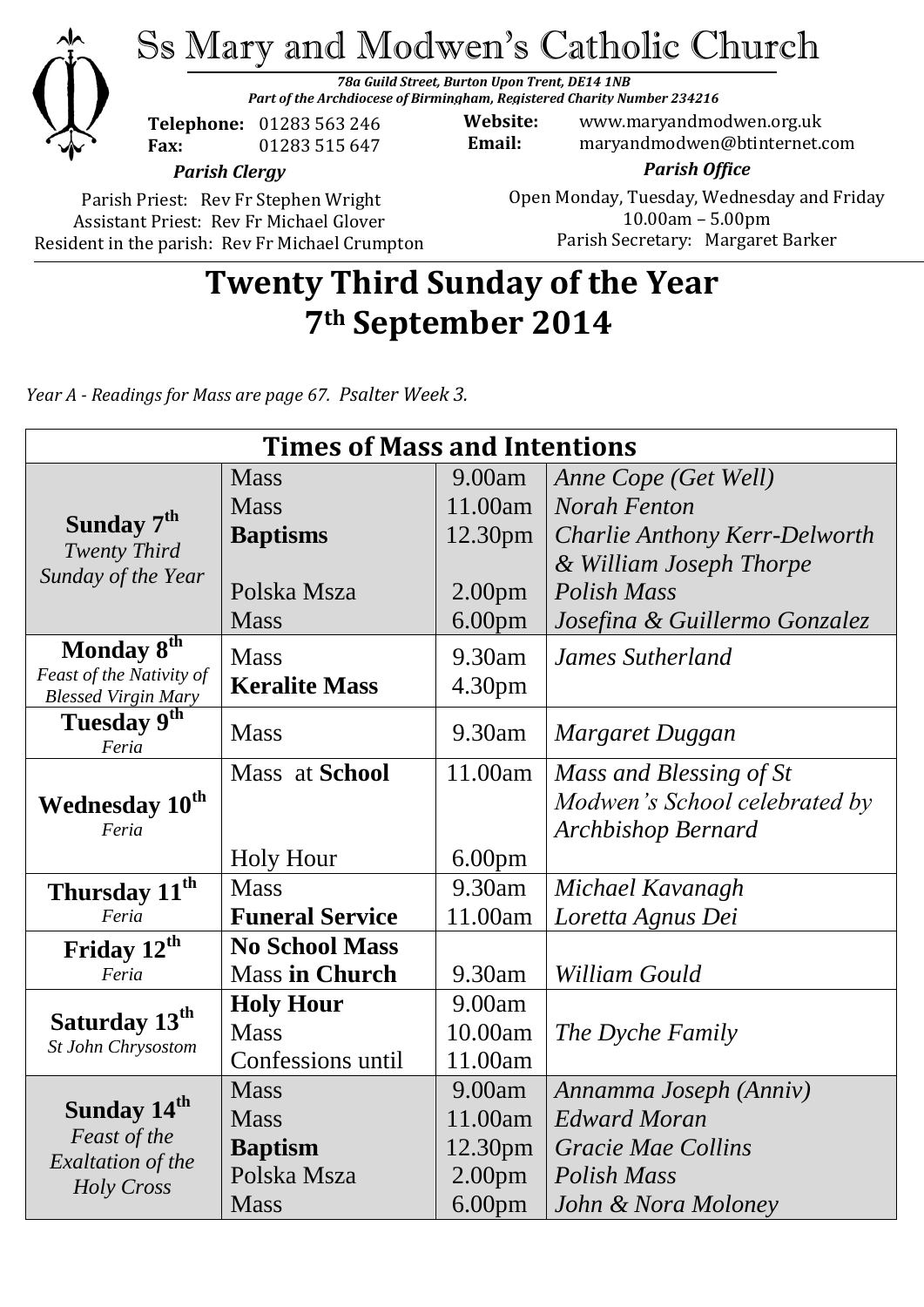# Ss Mary and Modwen's Catholic Church

*78a Guild Street, Burton Upon Trent, DE14 1NB*
*Part of the Archdiocese of Birmingham, Registered Charity Number 234216*

**Telephone:** 01283 563 246
**Fax:** 01283 515 647

**Website:** www.maryandmodwen.org.uk
**Email:** maryandmodwen@btinternet.com

*Parish Clergy*

Parish Priest: Rev Fr Stephen Wright
Assistant Priest: Rev Fr Michael Glover
Resident in the parish: Rev Fr Michael Crumpton

*Parish Office*

Open Monday, Tuesday, Wednesday and Friday
10.00am – 5.00pm
Parish Secretary: Margaret Barker

## Twenty Third Sunday of the Year
## 7th September 2014

*Year A - Readings for Mass are page 67. Psalter Week 3.*

| Times of Mass and Intentions | | | |
|---|---|---|---|
| **Sunday 7th** *Twenty Third Sunday of the Year* | Mass | 9.00am | *Anne Cope (Get Well)* |
| | Mass | 11.00am | *Norah Fenton* |
| | **Baptisms** | 12.30pm | *Charlie Anthony Kerr-Delworth & William Joseph Thorpe* |
| | Polska Msza | 2.00pm | *Polish Mass* |
| | Mass | 6.00pm | *Josefina & Guillermo Gonzalez* |
| **Monday 8th** *Feast of the Nativity of Blessed Virgin Mary* | Mass | 9.30am | *James Sutherland* |
| | **Keralite Mass** | 4.30pm | |
| **Tuesday 9th** *Feria* | Mass | 9.30am | *Margaret Duggan* |
| **Wednesday 10th** *Feria* | Mass at **School** | 11.00am | *Mass and Blessing of St Modwen's School celebrated by Archbishop Bernard* |
| | Holy Hour | 6.00pm | |
| **Thursday 11th** *Feria* | Mass | 9.30am | *Michael Kavanagh* |
| | **Funeral Service** | 11.00am | *Loretta Agnus Dei* |
| **Friday 12th** *Feria* | **No School Mass** | | |
| | Mass **in Church** | 9.30am | *William Gould* |
| **Saturday 13th** *St John Chrysostom* | **Holy Hour** | 9.00am | |
| | Mass | 10.00am | *The Dyche Family* |
| | Confessions until | 11.00am | |
| **Sunday 14th** *Feast of the Exaltation of the Holy Cross* | Mass | 9.00am | *Annamma Joseph (Anniv)* |
| | Mass | 11.00am | *Edward Moran* |
| | **Baptism** | 12.30pm | *Gracie Mae Collins* |
| | Polska Msza | 2.00pm | *Polish Mass* |
| | Mass | 6.00pm | *John & Nora Moloney* |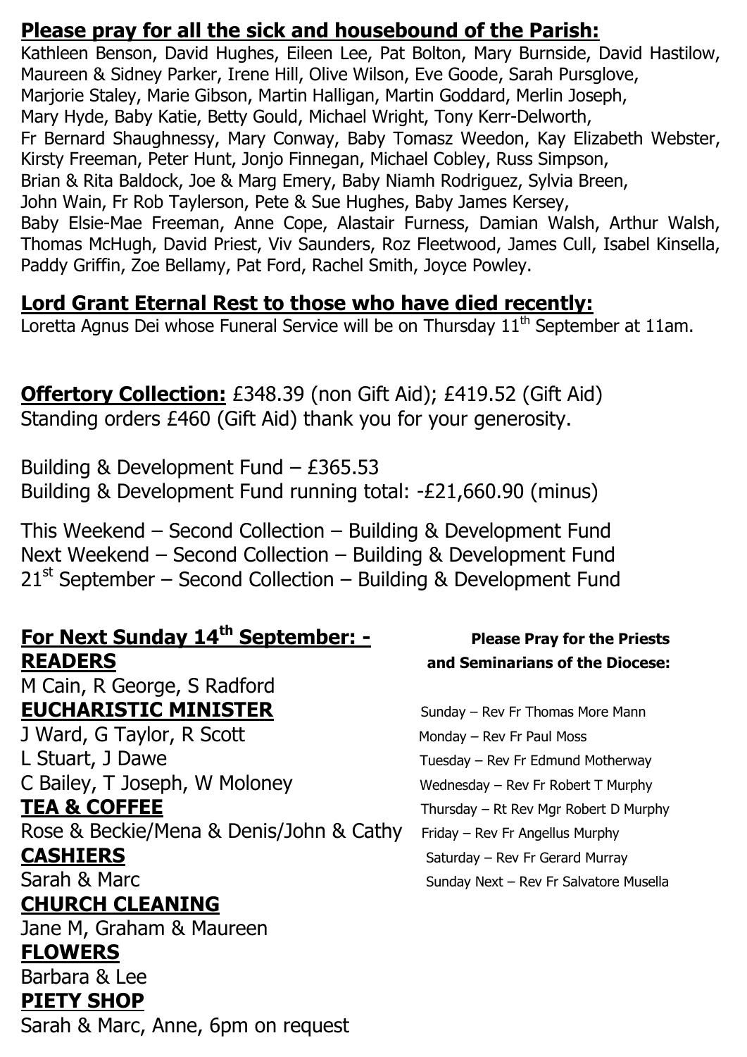## Please pray for all the sick and housebound of the Parish:

Kathleen Benson, David Hughes, Eileen Lee, Pat Bolton, Mary Burnside, David Hastilow, Maureen & Sidney Parker, Irene Hill, Olive Wilson, Eve Goode, Sarah Pursglove, Marjorie Staley, Marie Gibson, Martin Halligan, Martin Goddard, Merlin Joseph, Mary Hyde, Baby Katie, Betty Gould, Michael Wright, Tony Kerr-Delworth, Fr Bernard Shaughnessy, Mary Conway, Baby Tomasz Weedon, Kay Elizabeth Webster, Kirsty Freeman, Peter Hunt, Jonjo Finnegan, Michael Cobley, Russ Simpson, Brian & Rita Baldock, Joe & Marg Emery, Baby Niamh Rodriguez, Sylvia Breen, John Wain, Fr Rob Taylerson, Pete & Sue Hughes, Baby James Kersey, Baby Elsie-Mae Freeman, Anne Cope, Alastair Furness, Damian Walsh, Arthur Walsh, Thomas McHugh, David Priest, Viv Saunders, Roz Fleetwood, James Cull, Isabel Kinsella, Paddy Griffin, Zoe Bellamy, Pat Ford, Rachel Smith, Joyce Powley.

## Lord Grant Eternal Rest to those who have died recently:

Loretta Agnus Dei whose Funeral Service will be on Thursday 11th September at 11am.

**Offertory Collection:** £348.39 (non Gift Aid); £419.52 (Gift Aid)
Standing orders £460 (Gift Aid) thank you for your generosity.

Building & Development Fund – £365.53
Building & Development Fund running total: -£21,660.90 (minus)

This Weekend – Second Collection – Building & Development Fund
Next Weekend – Second Collection – Building & Development Fund
21st September – Second Collection – Building & Development Fund

## For Next Sunday 14th September: -

**READERS**
M Cain, R George, S Radford

**EUCHARISTIC MINISTER**
J Ward, G Taylor, R Scott
L Stuart, J Dawe
C Bailey, T Joseph, W Moloney

**TEA & COFFEE**
Rose & Beckie/Mena & Denis/John & Cathy

**CASHIERS**
Sarah & Marc

**CHURCH CLEANING**
Jane M, Graham & Maureen

**FLOWERS**
Barbara & Lee

**PIETY SHOP**
Sarah & Marc, Anne, 6pm on request

**Please Pray for the Priests and Seminarians of the Diocese:**

Sunday – Rev Fr Thomas More Mann
Monday – Rev Fr Paul Moss
Tuesday – Rev Fr Edmund Motherway
Wednesday – Rev Fr Robert T Murphy
Thursday – Rt Rev Mgr Robert D Murphy
Friday – Rev Fr Angellus Murphy
Saturday – Rev Fr Gerard Murray
Sunday Next – Rev Fr Salvatore Musella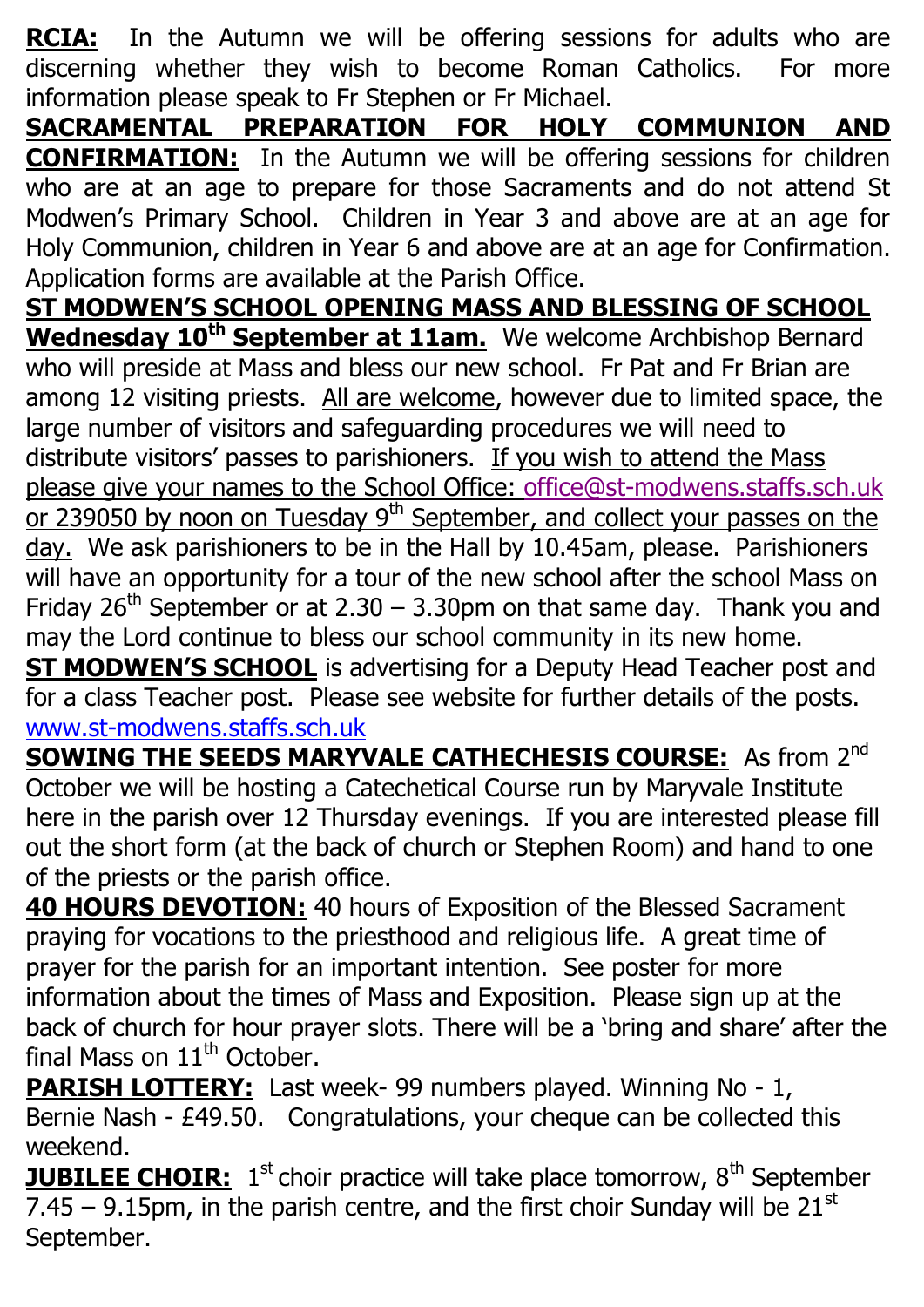**RCIA:** In the Autumn we will be offering sessions for adults who are discerning whether they wish to become Roman Catholics. For more information please speak to Fr Stephen or Fr Michael.

**SACRAMENTAL PREPARATION FOR HOLY COMMUNION AND CONFIRMATION:** In the Autumn we will be offering sessions for children who are at an age to prepare for those Sacraments and do not attend St Modwen's Primary School. Children in Year 3 and above are at an age for Holy Communion, children in Year 6 and above are at an age for Confirmation. Application forms are available at the Parish Office.

**ST MODWEN'S SCHOOL OPENING MASS AND BLESSING OF SCHOOL Wednesday 10th September at 11am.** We welcome Archbishop Bernard who will preside at Mass and bless our new school. Fr Pat and Fr Brian are among 12 visiting priests. All are welcome, however due to limited space, the large number of visitors and safeguarding procedures we will need to distribute visitors' passes to parishioners. If you wish to attend the Mass please give your names to the School Office: office@st-modwens.staffs.sch.uk or 239050 by noon on Tuesday 9th September, and collect your passes on the day. We ask parishioners to be in the Hall by 10.45am, please. Parishioners will have an opportunity for a tour of the new school after the school Mass on Friday 26th September or at 2.30 – 3.30pm on that same day. Thank you and may the Lord continue to bless our school community in its new home.

**ST MODWEN'S SCHOOL** is advertising for a Deputy Head Teacher post and for a class Teacher post. Please see website for further details of the posts. www.st-modwens.staffs.sch.uk

**SOWING THE SEEDS MARYVALE CATHECHESIS COURSE:** As from 2nd October we will be hosting a Catechetical Course run by Maryvale Institute here in the parish over 12 Thursday evenings. If you are interested please fill out the short form (at the back of church or Stephen Room) and hand to one of the priests or the parish office.

**40 HOURS DEVOTION:** 40 hours of Exposition of the Blessed Sacrament praying for vocations to the priesthood and religious life. A great time of prayer for the parish for an important intention. See poster for more information about the times of Mass and Exposition. Please sign up at the back of church for hour prayer slots. There will be a 'bring and share' after the final Mass on 11th October.

**PARISH LOTTERY:** Last week- 99 numbers played. Winning No - 1, Bernie Nash - £49.50. Congratulations, your cheque can be collected this weekend.

**JUBILEE CHOIR:** 1st choir practice will take place tomorrow, 8th September 7.45 – 9.15pm, in the parish centre, and the first choir Sunday will be 21st September.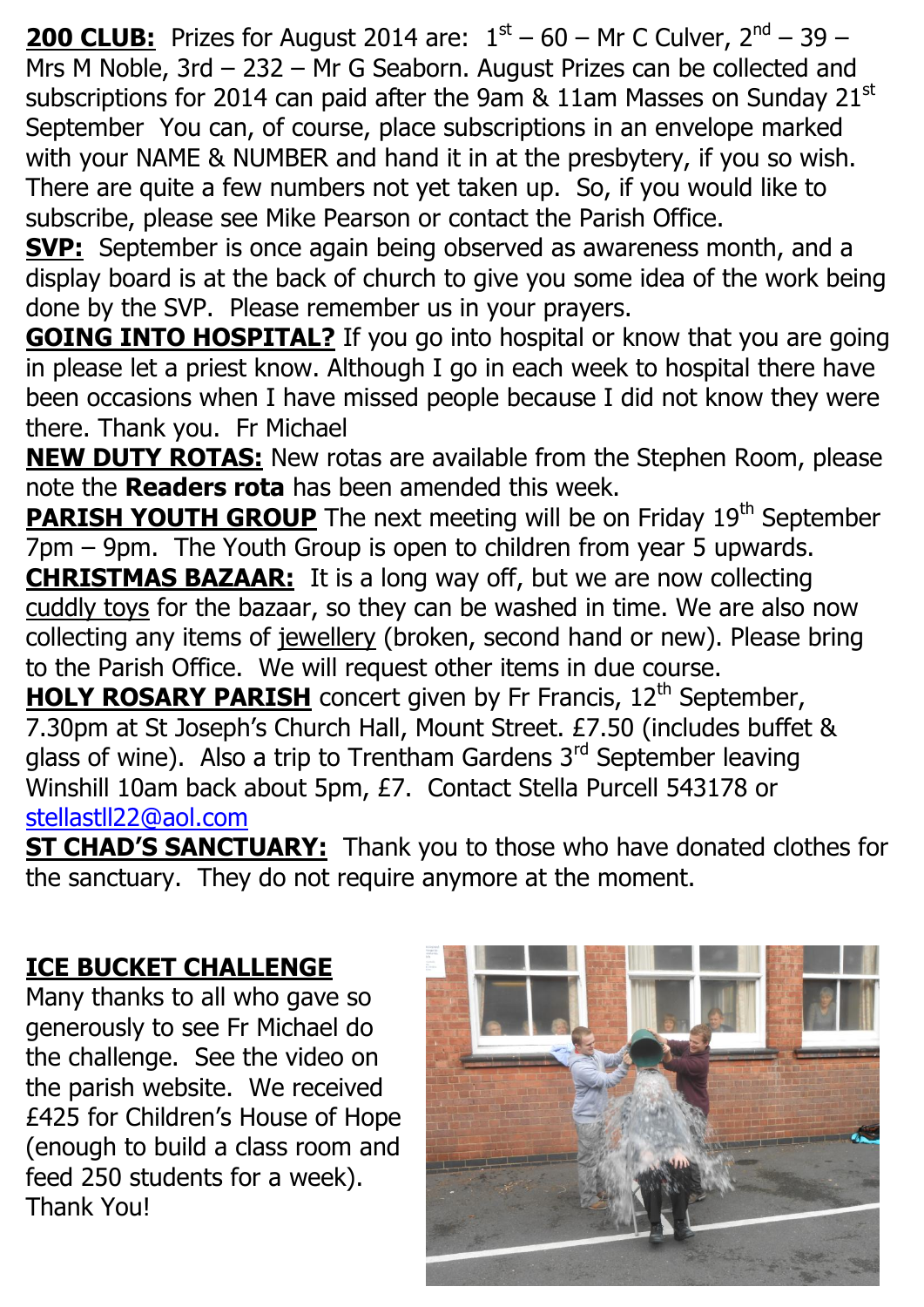**200 CLUB:** Prizes for August 2014 are: 1st – 60 – Mr C Culver, 2nd – 39 – Mrs M Noble, 3rd – 232 – Mr G Seaborn. August Prizes can be collected and subscriptions for 2014 can paid after the 9am & 11am Masses on Sunday 21st September You can, of course, place subscriptions in an envelope marked with your NAME & NUMBER and hand it in at the presbytery, if you so wish. There are quite a few numbers not yet taken up. So, if you would like to subscribe, please see Mike Pearson or contact the Parish Office.

**SVP:** September is once again being observed as awareness month, and a display board is at the back of church to give you some idea of the work being done by the SVP. Please remember us in your prayers.

**GOING INTO HOSPITAL?** If you go into hospital or know that you are going in please let a priest know. Although I go in each week to hospital there have been occasions when I have missed people because I did not know they were there. Thank you. Fr Michael

**NEW DUTY ROTAS:** New rotas are available from the Stephen Room, please note the **Readers rota** has been amended this week.

**PARISH YOUTH GROUP** The next meeting will be on Friday 19th September 7pm – 9pm. The Youth Group is open to children from year 5 upwards.

**CHRISTMAS BAZAAR:** It is a long way off, but we are now collecting cuddly toys for the bazaar, so they can be washed in time. We are also now collecting any items of jewellery (broken, second hand or new). Please bring to the Parish Office. We will request other items in due course.

**HOLY ROSARY PARISH** concert given by Fr Francis, 12th September, 7.30pm at St Joseph's Church Hall, Mount Street. £7.50 (includes buffet & glass of wine). Also a trip to Trentham Gardens 3rd September leaving Winshill 10am back about 5pm, £7. Contact Stella Purcell 543178 or stellastll22@aol.com

**ST CHAD'S SANCTUARY:** Thank you to those who have donated clothes for the sanctuary. They do not require anymore at the moment.

**ICE BUCKET CHALLENGE**

Many thanks to all who gave so generously to see Fr Michael do the challenge. See the video on the parish website. We received £425 for Children's House of Hope (enough to build a class room and feed 250 students for a week). Thank You!